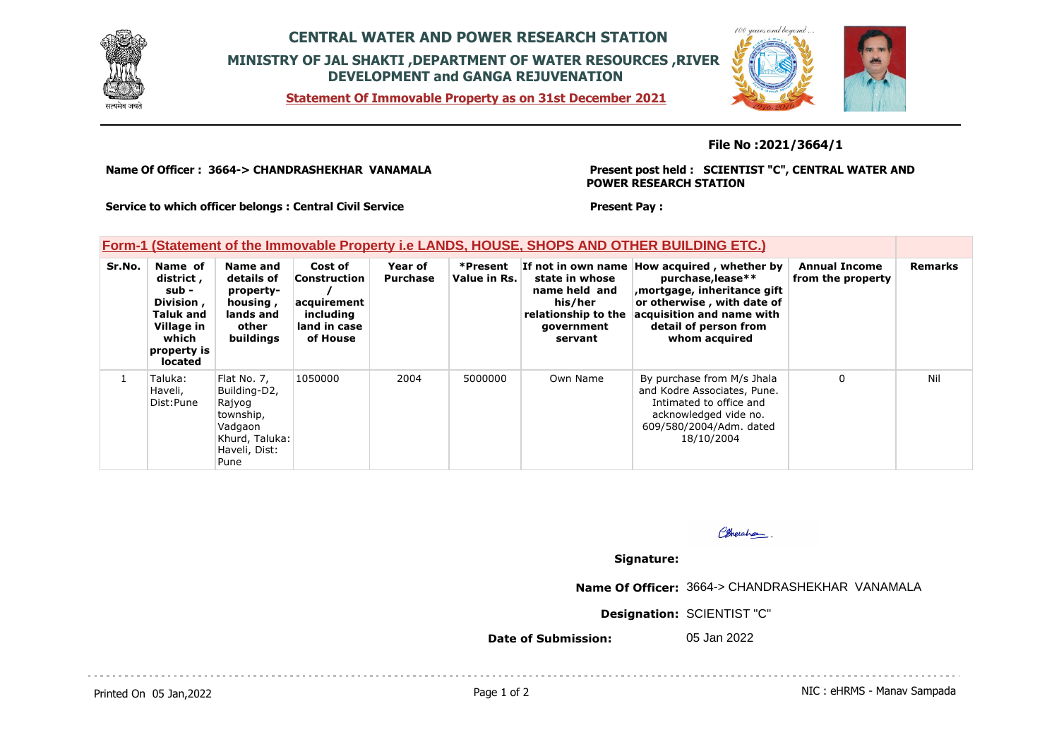# CENTRAL WATER AND POWER RESEARCH STATION

## MINISTRY OF JAL SHAKTI ,DEPARTMENT OF WATER RESOURCES ,RIVER DEVELOPMENT and GANGA REJUVENATION

**Statement Of Immovable Property as on 31st December 2021**

**File No :2021/3664/1**

**Name Of Officer : 3664-> CHANDRASHEKHAR VANAMALA**

**Present post held : SCIENTIST "C", CENTRAL WATER AND POWER RESEARCH STATION**

**Service to which officer belongs : Central Civil Service**

**Present Pay :**

### Form-1 (Statement of the Immovable Property i.e LANDS, HOUSE, SHOPS AND OTHER BUILDING ETC.)

| Sr.No. | Name of district , sub - Division , Taluk and Village in which property is located | Name and details of property- housing , lands and other buildings | Cost of Construction / acquirement including land in case of House | Year of Purchase | *Present Value in Rs. | If not in own name state in whose name held and his/her relationship to the government servant | How acquired , whether by purchase,lease** ,mortgage, inheritance gift or otherwise , with date of acquisition and name with detail of person from whom acquired | Annual Income from the property | Remarks |
|---|---|---|---|---|---|---|---|---|---|
| 1 | Taluka: Haveli, Dist:Pune | Flat No. 7, Building-D2, Rajyog township, Vadgaon Khurd, Taluka: Haveli, Dist: Pune | 1050000 | 2004 | 5000000 | Own Name | By purchase from M/s Jhala and Kodre Associates, Pune. Intimated to office and acknowledged vide no. 609/580/2004/Adm. dated 18/10/2004 | 0 | Nil |

**Signature:**

**Name Of Officer:** 3664-> CHANDRASHEKHAR VANAMALA

**Designation:** SCIENTIST "C"

**Date of Submission:** 05 Jan 2022

Printed On 05 Jan,2022

NIC : eHRMS - Manav Sampada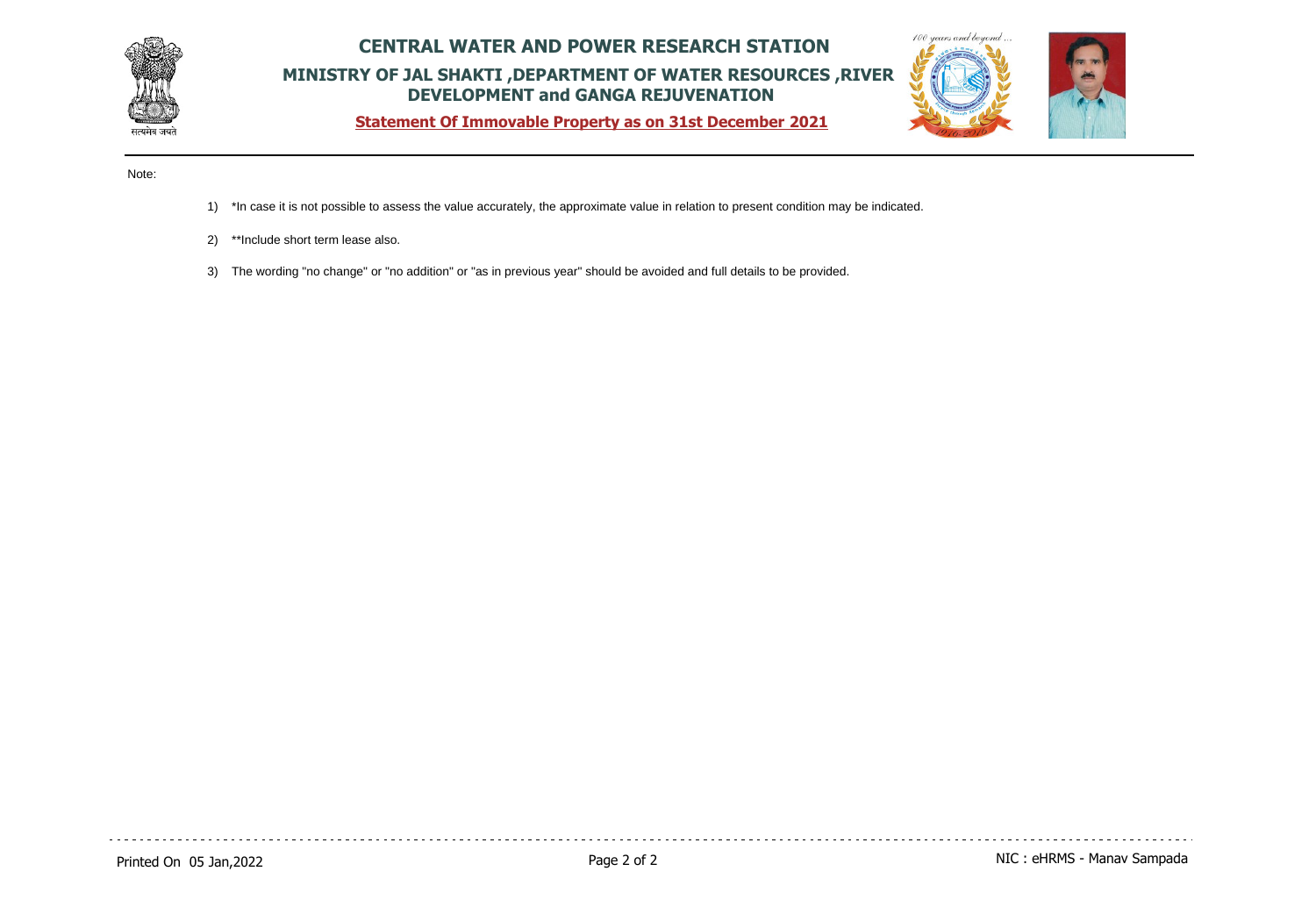# CENTRAL WATER AND POWER RESEARCH STATION

## MINISTRY OF JAL SHAKTI ,DEPARTMENT OF WATER RESOURCES ,RIVER DEVELOPMENT and GANGA REJUVENATION

**Statement Of Immovable Property as on 31st December 2021**

Note:

1) *In case it is not possible to assess the value accurately, the approximate value in relation to present condition may be indicated.
2) **Include short term lease also.
3) The wording "no change" or "no addition" or "as in previous year" should be avoided and full details to be provided.

Printed On 05 Jan,2022

NIC : eHRMS - Manav Sampada